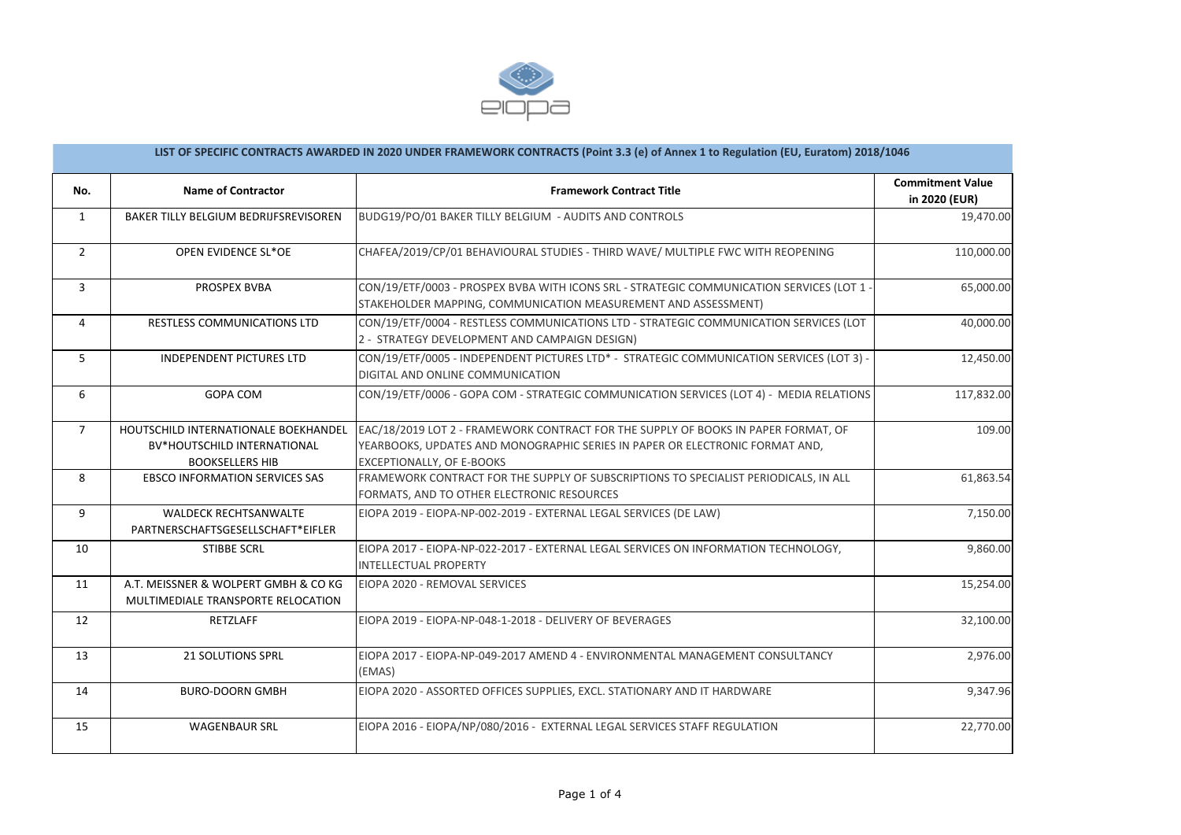| LIST OF SPECIFIC CONTRACTS AWARDED IN 2020 UNDER FRAMEWORK CONTRACTS (Point 3.3 (e) of Annex 1 to Regulation (EU, Euratom) 2018/1046 | | | |
|---|---|---|---|
| **No.** | **Name of Contractor** | **Framework Contract Title** | **Commitment Value in 2020 (EUR)** |
| 1 | BAKER TILLY BELGIUM BEDRIJFSREVISOREN | BUDG19/PO/01 BAKER TILLY BELGIUM - AUDITS AND CONTROLS | 19,470.00 |
| 2 | OPEN EVIDENCE SL*OE | CHAFEA/2019/CP/01 BEHAVIOURAL STUDIES - THIRD WAVE/ MULTIPLE FWC WITH REOPENING | 110,000.00 |
| 3 | PROSPEX BVBA | CON/19/ETF/0003 - PROSPEX BVBA WITH ICONS SRL - STRATEGIC COMMUNICATION SERVICES (LOT 1 - STAKEHOLDER MAPPING, COMMUNICATION MEASUREMENT AND ASSESSMENT) | 65,000.00 |
| 4 | RESTLESS COMMUNICATIONS LTD | CON/19/ETF/0004 - RESTLESS COMMUNICATIONS LTD - STRATEGIC COMMUNICATION SERVICES (LOT 2 - STRATEGY DEVELOPMENT AND CAMPAIGN DESIGN) | 40,000.00 |
| 5 | INDEPENDENT PICTURES LTD | CON/19/ETF/0005 - INDEPENDENT PICTURES LTD* - STRATEGIC COMMUNICATION SERVICES (LOT 3) - DIGITAL AND ONLINE COMMUNICATION | 12,450.00 |
| 6 | GOPA COM | CON/19/ETF/0006 - GOPA COM - STRATEGIC COMMUNICATION SERVICES (LOT 4) - MEDIA RELATIONS | 117,832.00 |
| 7 | HOUTSCHILD INTERNATIONALE BOEKHANDEL BV*HOUTSCHILD INTERNATIONAL BOOKSELLERS HIB | EAC/18/2019 LOT 2 - FRAMEWORK CONTRACT FOR THE SUPPLY OF BOOKS IN PAPER FORMAT, OF YEARBOOKS, UPDATES AND MONOGRAPHIC SERIES IN PAPER OR ELECTRONIC FORMAT AND, EXCEPTIONALLY, OF E-BOOKS | 109.00 |
| 8 | EBSCO INFORMATION SERVICES SAS | FRAMEWORK CONTRACT FOR THE SUPPLY OF SUBSCRIPTIONS TO SPECIALIST PERIODICALS, IN ALL FORMATS, AND TO OTHER ELECTRONIC RESOURCES | 61,863.54 |
| 9 | WALDECK RECHTSANWALTE PARTNERSCHAFTSGESELLSCHAFT*EIFLER | EIOPA 2019 - EIOPA-NP-002-2019 - EXTERNAL LEGAL SERVICES (DE LAW) | 7,150.00 |
| 10 | STIBBE SCRL | EIOPA 2017 - EIOPA-NP-022-2017 - EXTERNAL LEGAL SERVICES ON INFORMATION TECHNOLOGY, INTELLECTUAL PROPERTY | 9,860.00 |
| 11 | A.T. MEISSNER & WOLPERT GMBH & CO KG MULTIMEDIALE TRANSPORTE RELOCATION | EIOPA 2020 - REMOVAL SERVICES | 15,254.00 |
| 12 | RETZLAFF | EIOPA 2019 - EIOPA-NP-048-1-2018 - DELIVERY OF BEVERAGES | 32,100.00 |
| 13 | 21 SOLUTIONS SPRL | EIOPA 2017 - EIOPA-NP-049-2017 AMEND 4 - ENVIRONMENTAL MANAGEMENT CONSULTANCY (EMAS) | 2,976.00 |
| 14 | BURO-DOORN GMBH | EIOPA 2020 - ASSORTED OFFICES SUPPLIES, EXCL. STATIONARY AND IT HARDWARE | 9,347.96 |
| 15 | WAGENBAUR SRL | EIOPA 2016 - EIOPA/NP/080/2016 - EXTERNAL LEGAL SERVICES STAFF REGULATION | 22,770.00 |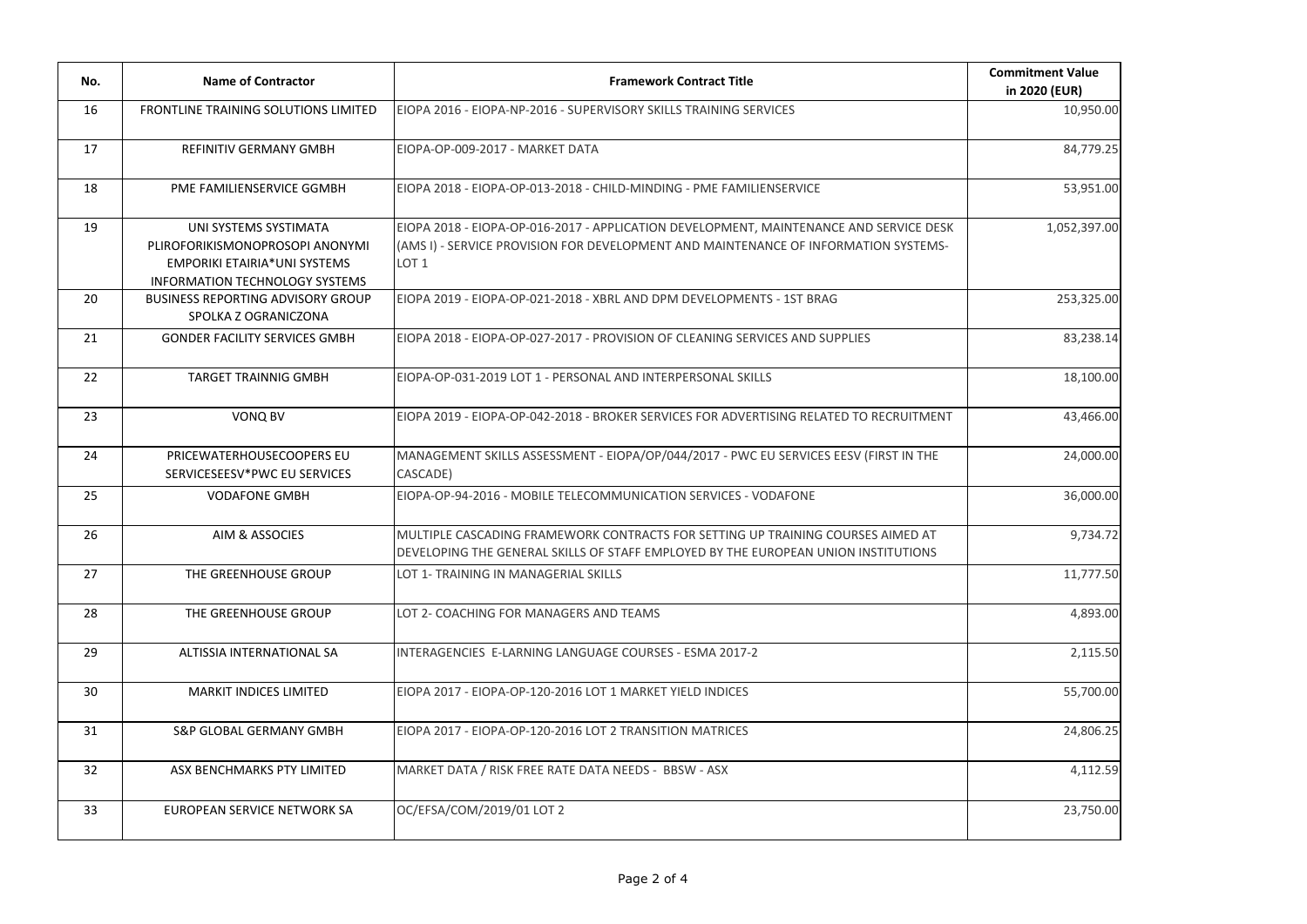| No. | Name of Contractor | Framework Contract Title | Commitment Value in 2020 (EUR) |
|---|---|---|---|
| 16 | FRONTLINE TRAINING SOLUTIONS LIMITED | EIOPA 2016 - EIOPA-NP-2016 - SUPERVISORY SKILLS TRAINING SERVICES | 10,950.00 |
| 17 | REFINITIV GERMANY GMBH | EIOPA-OP-009-2017 - MARKET DATA | 84,779.25 |
| 18 | PME FAMILIENSERVICE GGMBH | EIOPA 2018 - EIOPA-OP-013-2018 - CHILD-MINDING - PME FAMILIENSERVICE | 53,951.00 |
| 19 | UNI SYSTEMS SYSTIMATA PLIROFORIKISMONOPROSOPI ANONYMI EMPORIKI ETAIRIA*UNI SYSTEMS INFORMATION TECHNOLOGY SYSTEMS | EIOPA 2018 - EIOPA-OP-016-2017 - APPLICATION DEVELOPMENT, MAINTENANCE AND SERVICE DESK (AMS I) - SERVICE PROVISION FOR DEVELOPMENT AND MAINTENANCE OF INFORMATION SYSTEMS-LOT 1 | 1,052,397.00 |
| 20 | BUSINESS REPORTING ADVISORY GROUP SPOLKA Z OGRANICZONA | EIOPA 2019 - EIOPA-OP-021-2018 - XBRL AND DPM DEVELOPMENTS - 1ST BRAG | 253,325.00 |
| 21 | GONDER FACILITY SERVICES GMBH | EIOPA 2018 - EIOPA-OP-027-2017 - PROVISION OF CLEANING SERVICES AND SUPPLIES | 83,238.14 |
| 22 | TARGET TRAINNIG GMBH | EIOPA-OP-031-2019 LOT 1 - PERSONAL AND INTERPERSONAL SKILLS | 18,100.00 |
| 23 | VONQ BV | EIOPA 2019 - EIOPA-OP-042-2018 - BROKER SERVICES FOR ADVERTISING RELATED TO RECRUITMENT | 43,466.00 |
| 24 | PRICEWATERHOUSECOOPERS EU SERVICESEESV*PWC EU SERVICES | MANAGEMENT SKILLS ASSESSMENT - EIOPA/OP/044/2017 - PWC EU SERVICES EESV (FIRST IN THE CASCADE) | 24,000.00 |
| 25 | VODAFONE GMBH | EIOPA-OP-94-2016 - MOBILE TELECOMMUNICATION SERVICES - VODAFONE | 36,000.00 |
| 26 | AIM & ASSOCIES | MULTIPLE CASCADING FRAMEWORK CONTRACTS FOR SETTING UP TRAINING COURSES AIMED AT DEVELOPING THE GENERAL SKILLS OF STAFF EMPLOYED BY THE EUROPEAN UNION INSTITUTIONS | 9,734.72 |
| 27 | THE GREENHOUSE GROUP | LOT 1- TRAINING IN MANAGERIAL SKILLS | 11,777.50 |
| 28 | THE GREENHOUSE GROUP | LOT 2- COACHING FOR MANAGERS AND TEAMS | 4,893.00 |
| 29 | ALTISSIA INTERNATIONAL SA | INTERAGENCIES E-LARNING LANGUAGE COURSES - ESMA 2017-2 | 2,115.50 |
| 30 | MARKIT INDICES LIMITED | EIOPA 2017 - EIOPA-OP-120-2016 LOT 1 MARKET YIELD INDICES | 55,700.00 |
| 31 | S&P GLOBAL GERMANY GMBH | EIOPA 2017 - EIOPA-OP-120-2016 LOT 2 TRANSITION MATRICES | 24,806.25 |
| 32 | ASX BENCHMARKS PTY LIMITED | MARKET DATA / RISK FREE RATE DATA NEEDS - BBSW - ASX | 4,112.59 |
| 33 | EUROPEAN SERVICE NETWORK SA | OC/EFSA/COM/2019/01 LOT 2 | 23,750.00 |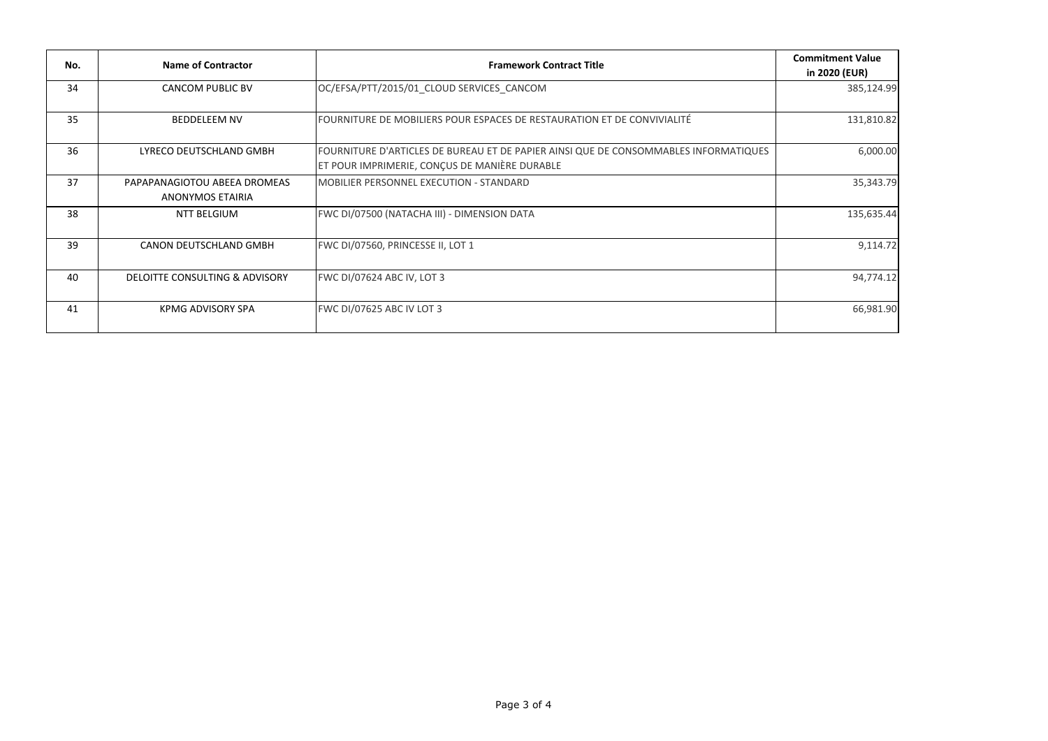| No. | Name of Contractor | Framework Contract Title | Commitment Value in 2020 (EUR) |
|---|---|---|---|
| 34 | CANCOM PUBLIC BV | OC/EFSA/PTT/2015/01_CLOUD SERVICES_CANCOM | 385,124.99 |
| 35 | BEDDELEEM NV | FOURNITURE DE MOBILIERS POUR ESPACES DE RESTAURATION ET DE CONVIVIALITÉ | 131,810.82 |
| 36 | LYRECO DEUTSCHLAND GMBH | FOURNITURE D'ARTICLES DE BUREAU ET DE PAPIER AINSI QUE DE CONSOMMABLES INFORMATIQUES ET POUR IMPRIMERIE, CONÇUS DE MANIÈRE DURABLE | 6,000.00 |
| 37 | PAPAPANAGIOTOU ABEEA DROMEAS ANONYMOS ETAIRIA | MOBILIER PERSONNEL EXECUTION - STANDARD | 35,343.79 |
| 38 | NTT BELGIUM | FWC DI/07500 (NATACHA III) - DIMENSION DATA | 135,635.44 |
| 39 | CANON DEUTSCHLAND GMBH | FWC DI/07560, PRINCESSE II, LOT 1 | 9,114.72 |
| 40 | DELOITTE CONSULTING & ADVISORY | FWC DI/07624 ABC IV, LOT 3 | 94,774.12 |
| 41 | KPMG ADVISORY SPA | FWC DI/07625 ABC IV LOT 3 | 66,981.90 |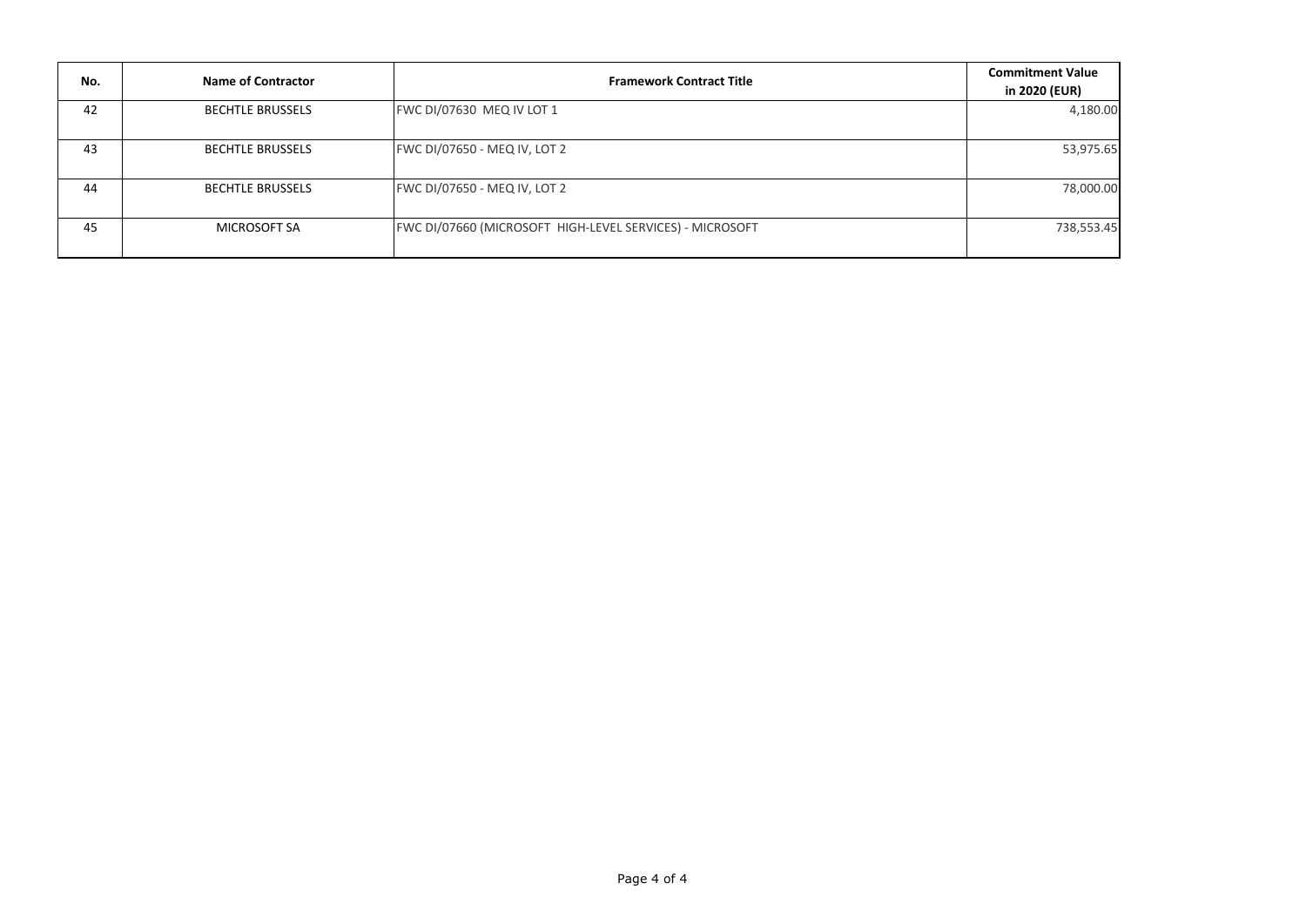| No. | Name of Contractor | Framework Contract Title | Commitment Value in 2020 (EUR) |
|---|---|---|---|
| 42 | BECHTLE BRUSSELS | FWC DI/07630  MEQ IV LOT 1 | 4,180.00 |
| 43 | BECHTLE BRUSSELS | FWC DI/07650 - MEQ IV, LOT 2 | 53,975.65 |
| 44 | BECHTLE BRUSSELS | FWC DI/07650 - MEQ IV, LOT 2 | 78,000.00 |
| 45 | MICROSOFT SA | FWC DI/07660 (MICROSOFT  HIGH-LEVEL SERVICES) - MICROSOFT | 738,553.45 |